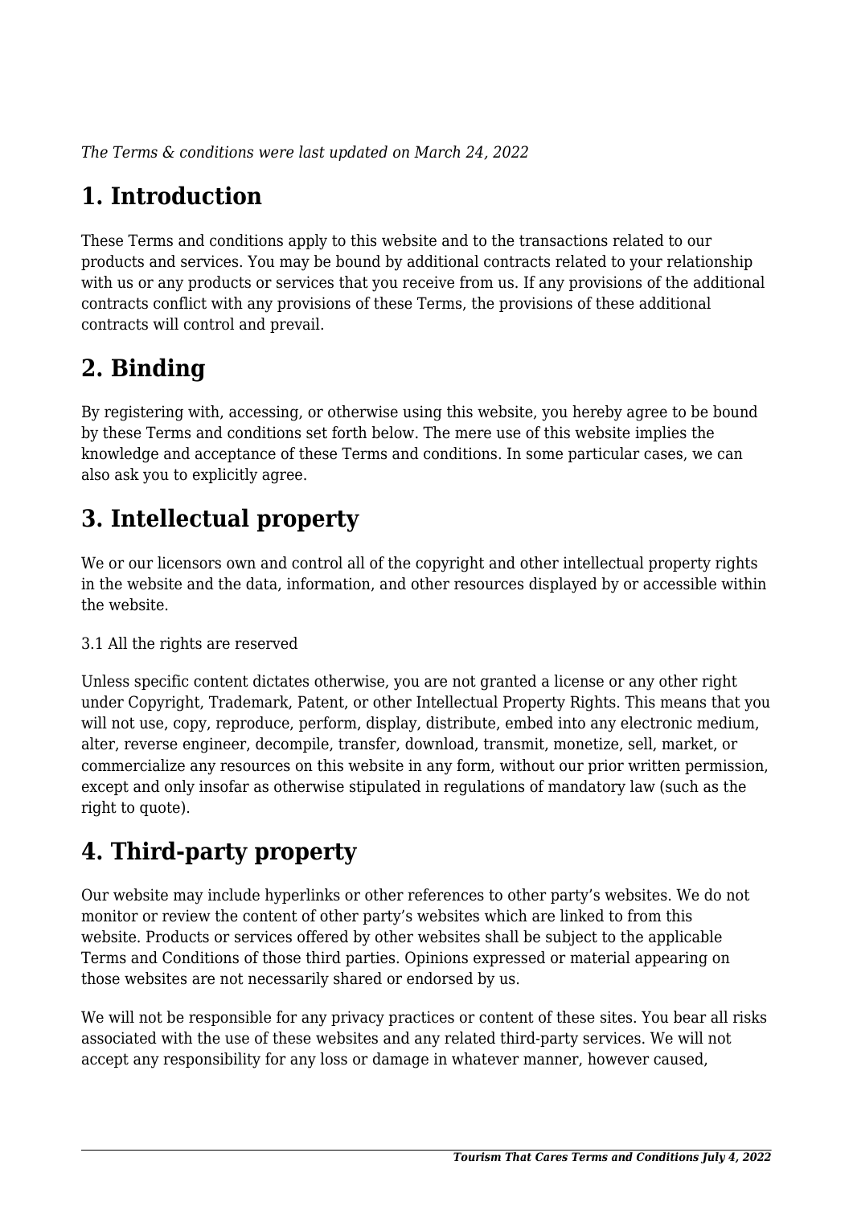*The Terms & conditions were last updated on March 24, 2022*

# 1. Introduction

These Terms and conditions apply to this website and to the transactions related to our products and services. You may be bound by additional contracts related to your relationship with us or any products or services that you receive from us. If any provisions of the additional contracts conflict with any provisions of these Terms, the provisions of these additional contracts will control and prevail.

# 2. Binding

By registering with, accessing, or otherwise using this website, you hereby agree to be bound by these Terms and conditions set forth below. The mere use of this website implies the knowledge and acceptance of these Terms and conditions. In some particular cases, we can also ask you to explicitly agree.

# 3. Intellectual property

We or our licensors own and control all of the copyright and other intellectual property rights in the website and the data, information, and other resources displayed by or accessible within the website.

3.1 All the rights are reserved

Unless specific content dictates otherwise, you are not granted a license or any other right under Copyright, Trademark, Patent, or other Intellectual Property Rights. This means that you will not use, copy, reproduce, perform, display, distribute, embed into any electronic medium, alter, reverse engineer, decompile, transfer, download, transmit, monetize, sell, market, or commercialize any resources on this website in any form, without our prior written permission, except and only insofar as otherwise stipulated in regulations of mandatory law (such as the right to quote).

# 4. Third-party property

Our website may include hyperlinks or other references to other party's websites. We do not monitor or review the content of other party's websites which are linked to from this website. Products or services offered by other websites shall be subject to the applicable Terms and Conditions of those third parties. Opinions expressed or material appearing on those websites are not necessarily shared or endorsed by us.

We will not be responsible for any privacy practices or content of these sites. You bear all risks associated with the use of these websites and any related third-party services. We will not accept any responsibility for any loss or damage in whatever manner, however caused,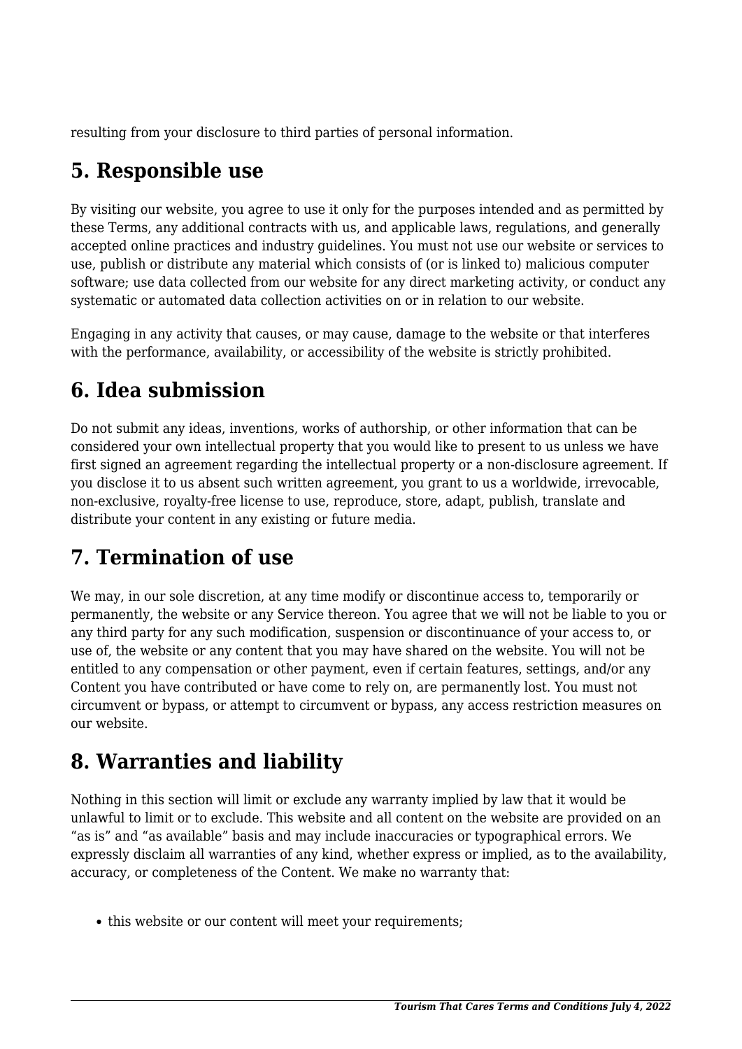resulting from your disclosure to third parties of personal information.

## 5. Responsible use

By visiting our website, you agree to use it only for the purposes intended and as permitted by these Terms, any additional contracts with us, and applicable laws, regulations, and generally accepted online practices and industry guidelines. You must not use our website or services to use, publish or distribute any material which consists of (or is linked to) malicious computer software; use data collected from our website for any direct marketing activity, or conduct any systematic or automated data collection activities on or in relation to our website.

Engaging in any activity that causes, or may cause, damage to the website or that interferes with the performance, availability, or accessibility of the website is strictly prohibited.

## 6. Idea submission

Do not submit any ideas, inventions, works of authorship, or other information that can be considered your own intellectual property that you would like to present to us unless we have first signed an agreement regarding the intellectual property or a non-disclosure agreement. If you disclose it to us absent such written agreement, you grant to us a worldwide, irrevocable, non-exclusive, royalty-free license to use, reproduce, store, adapt, publish, translate and distribute your content in any existing or future media.

## 7. Termination of use

We may, in our sole discretion, at any time modify or discontinue access to, temporarily or permanently, the website or any Service thereon. You agree that we will not be liable to you or any third party for any such modification, suspension or discontinuance of your access to, or use of, the website or any content that you may have shared on the website. You will not be entitled to any compensation or other payment, even if certain features, settings, and/or any Content you have contributed or have come to rely on, are permanently lost. You must not circumvent or bypass, or attempt to circumvent or bypass, any access restriction measures on our website.

## 8. Warranties and liability

Nothing in this section will limit or exclude any warranty implied by law that it would be unlawful to limit or to exclude. This website and all content on the website are provided on an "as is" and "as available" basis and may include inaccuracies or typographical errors. We expressly disclaim all warranties of any kind, whether express or implied, as to the availability, accuracy, or completeness of the Content. We make no warranty that:

- this website or our content will meet your requirements;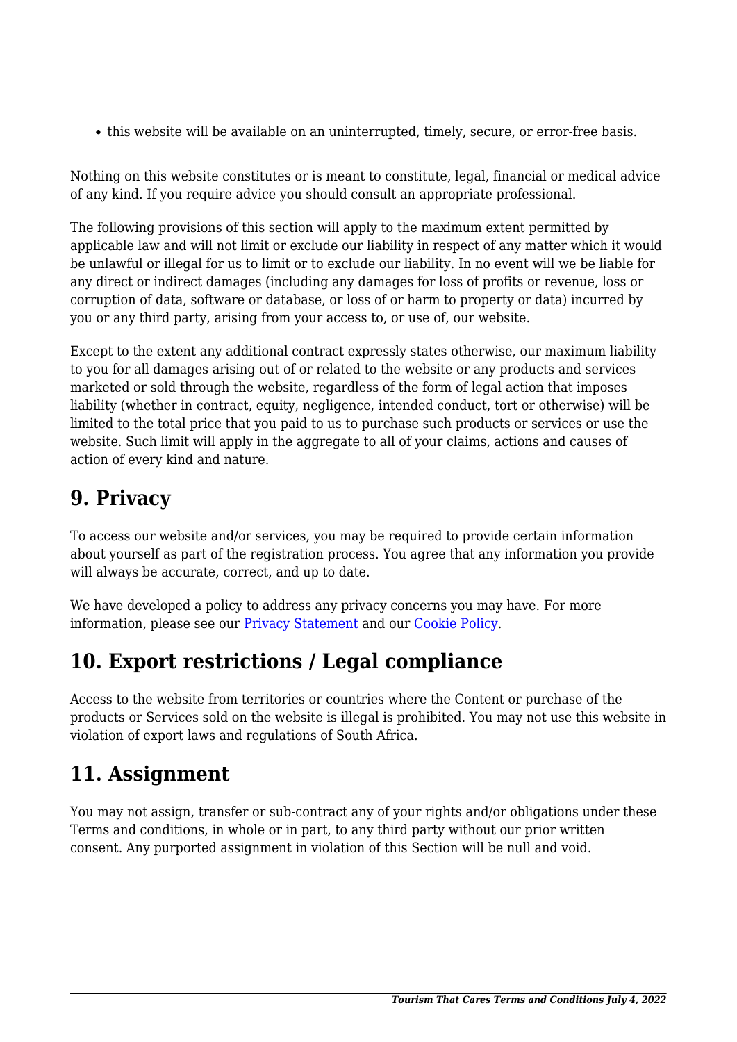- this website will be available on an uninterrupted, timely, secure, or error-free basis.

Nothing on this website constitutes or is meant to constitute, legal, financial or medical advice of any kind. If you require advice you should consult an appropriate professional.

The following provisions of this section will apply to the maximum extent permitted by applicable law and will not limit or exclude our liability in respect of any matter which it would be unlawful or illegal for us to limit or to exclude our liability. In no event will we be liable for any direct or indirect damages (including any damages for loss of profits or revenue, loss or corruption of data, software or database, or loss of or harm to property or data) incurred by you or any third party, arising from your access to, or use of, our website.

Except to the extent any additional contract expressly states otherwise, our maximum liability to you for all damages arising out of or related to the website or any products and services marketed or sold through the website, regardless of the form of legal action that imposes liability (whether in contract, equity, negligence, intended conduct, tort or otherwise) will be limited to the total price that you paid to us to purchase such products or services or use the website. Such limit will apply in the aggregate to all of your claims, actions and causes of action of every kind and nature.

## 9. Privacy

To access our website and/or services, you may be required to provide certain information about yourself as part of the registration process. You agree that any information you provide will always be accurate, correct, and up to date.

We have developed a policy to address any privacy concerns you may have. For more information, please see our [Privacy Statement] and our [Cookie Policy].

## 10. Export restrictions / Legal compliance

Access to the website from territories or countries where the Content or purchase of the products or Services sold on the website is illegal is prohibited. You may not use this website in violation of export laws and regulations of South Africa.

## 11. Assignment

You may not assign, transfer or sub-contract any of your rights and/or obligations under these Terms and conditions, in whole or in part, to any third party without our prior written consent. Any purported assignment in violation of this Section will be null and void.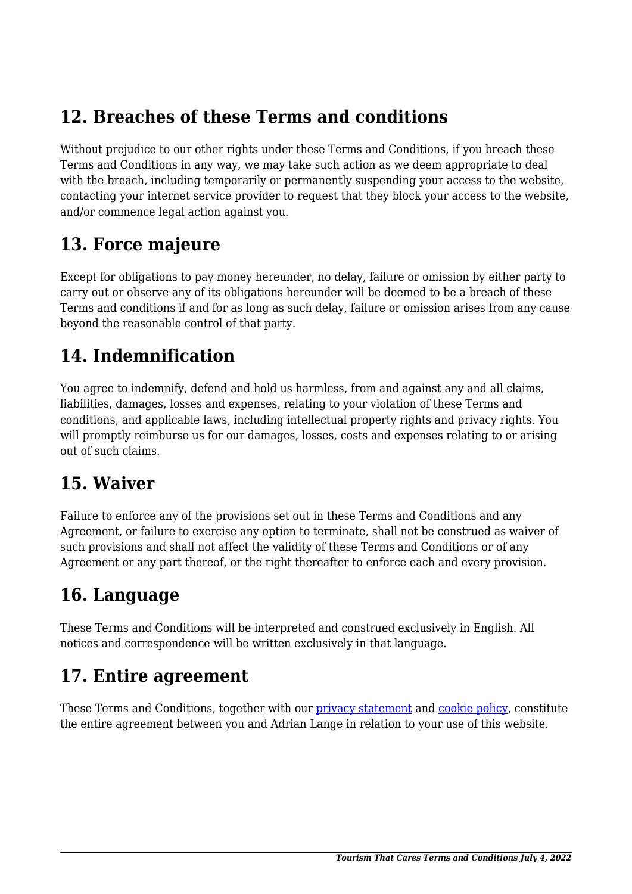## 12. Breaches of these Terms and conditions

Without prejudice to our other rights under these Terms and Conditions, if you breach these Terms and Conditions in any way, we may take such action as we deem appropriate to deal with the breach, including temporarily or permanently suspending your access to the website, contacting your internet service provider to request that they block your access to the website, and/or commence legal action against you.

## 13. Force majeure

Except for obligations to pay money hereunder, no delay, failure or omission by either party to carry out or observe any of its obligations hereunder will be deemed to be a breach of these Terms and conditions if and for as long as such delay, failure or omission arises from any cause beyond the reasonable control of that party.

## 14. Indemnification

You agree to indemnify, defend and hold us harmless, from and against any and all claims, liabilities, damages, losses and expenses, relating to your violation of these Terms and conditions, and applicable laws, including intellectual property rights and privacy rights. You will promptly reimburse us for our damages, losses, costs and expenses relating to or arising out of such claims.

## 15. Waiver

Failure to enforce any of the provisions set out in these Terms and Conditions and any Agreement, or failure to exercise any option to terminate, shall not be construed as waiver of such provisions and shall not affect the validity of these Terms and Conditions or of any Agreement or any part thereof, or the right thereafter to enforce each and every provision.

## 16. Language

These Terms and Conditions will be interpreted and construed exclusively in English. All notices and correspondence will be written exclusively in that language.

## 17. Entire agreement

These Terms and Conditions, together with our privacy statement and cookie policy, constitute the entire agreement between you and Adrian Lange in relation to your use of this website.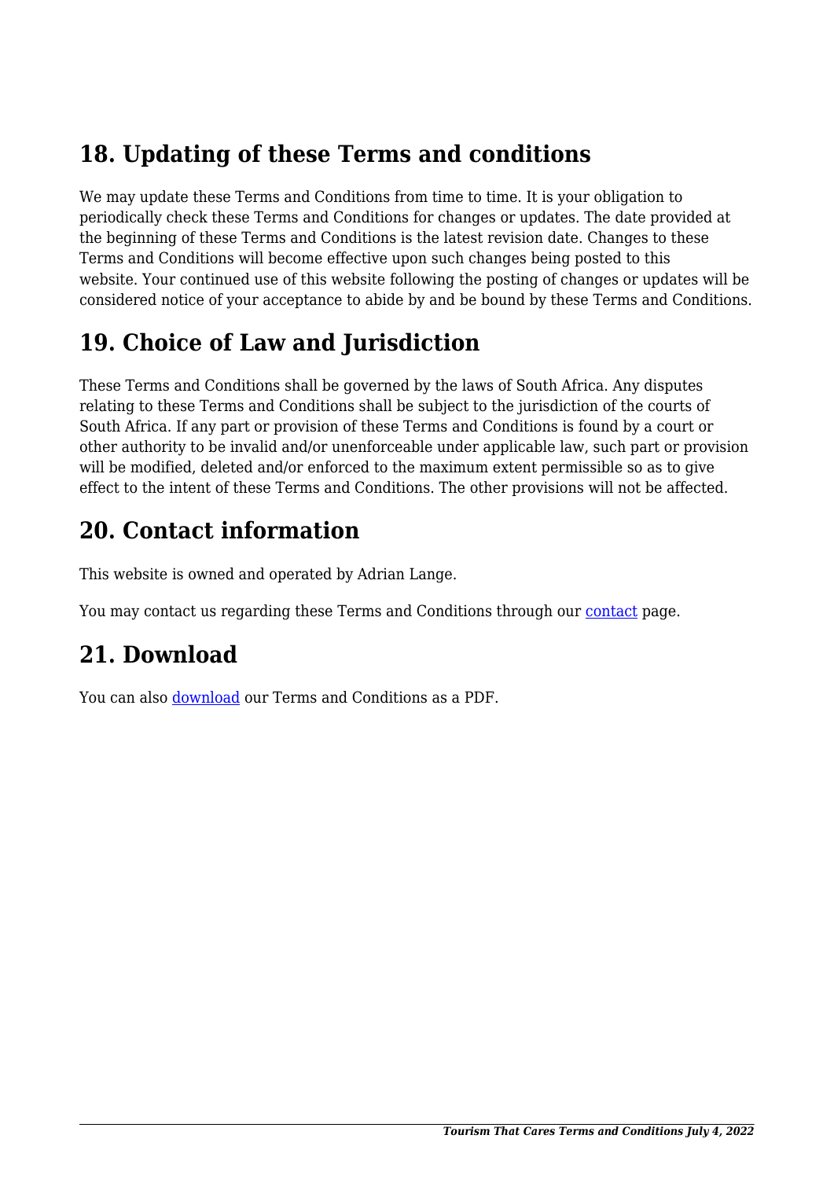## 18. Updating of these Terms and conditions

We may update these Terms and Conditions from time to time. It is your obligation to periodically check these Terms and Conditions for changes or updates. The date provided at the beginning of these Terms and Conditions is the latest revision date. Changes to these Terms and Conditions will become effective upon such changes being posted to this website. Your continued use of this website following the posting of changes or updates will be considered notice of your acceptance to abide by and be bound by these Terms and Conditions.

## 19. Choice of Law and Jurisdiction

These Terms and Conditions shall be governed by the laws of South Africa. Any disputes relating to these Terms and Conditions shall be subject to the jurisdiction of the courts of South Africa. If any part or provision of these Terms and Conditions is found by a court or other authority to be invalid and/or unenforceable under applicable law, such part or provision will be modified, deleted and/or enforced to the maximum extent permissible so as to give effect to the intent of these Terms and Conditions. The other provisions will not be affected.

## 20. Contact information

This website is owned and operated by Adrian Lange.

You may contact us regarding these Terms and Conditions through our contact page.

## 21. Download

You can also download our Terms and Conditions as a PDF.